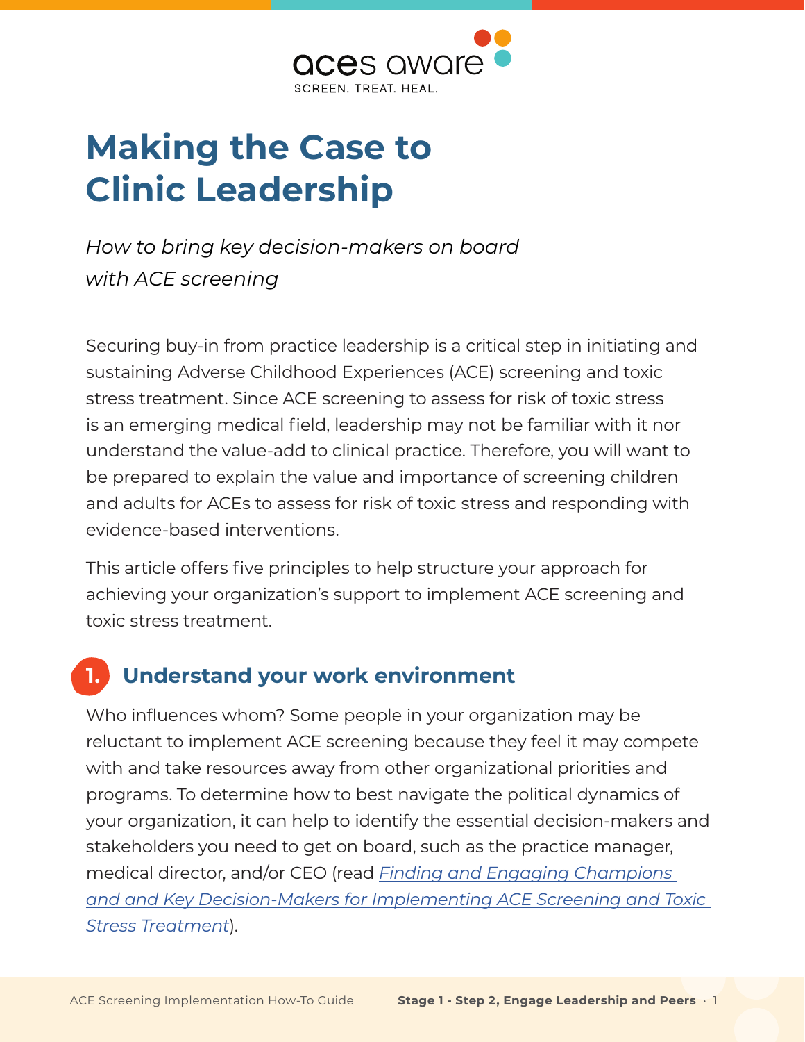aces aware
SCREEN. TREAT. HEAL.

# Making the Case to Clinic Leadership

*How to bring key decision-makers on board with ACE screening*

Securing buy-in from practice leadership is a critical step in initiating and sustaining Adverse Childhood Experiences (ACE) screening and toxic stress treatment. Since ACE screening to assess for risk of toxic stress is an emerging medical field, leadership may not be familiar with it nor understand the value-add to clinical practice. Therefore, you will want to be prepared to explain the value and importance of screening children and adults for ACEs to assess for risk of toxic stress and responding with evidence-based interventions.

This article offers five principles to help structure your approach for achieving your organization's support to implement ACE screening and toxic stress treatment.

## 1. Understand your work environment

Who influences whom? Some people in your organization may be reluctant to implement ACE screening because they feel it may compete with and take resources away from other organizational priorities and programs. To determine how to best navigate the political dynamics of your organization, it can help to identify the essential decision-makers and stakeholders you need to get on board, such as the practice manager, medical director, and/or CEO (read *Finding and Engaging Champions and and Key Decision-Makers for Implementing ACE Screening and Toxic Stress Treatment*).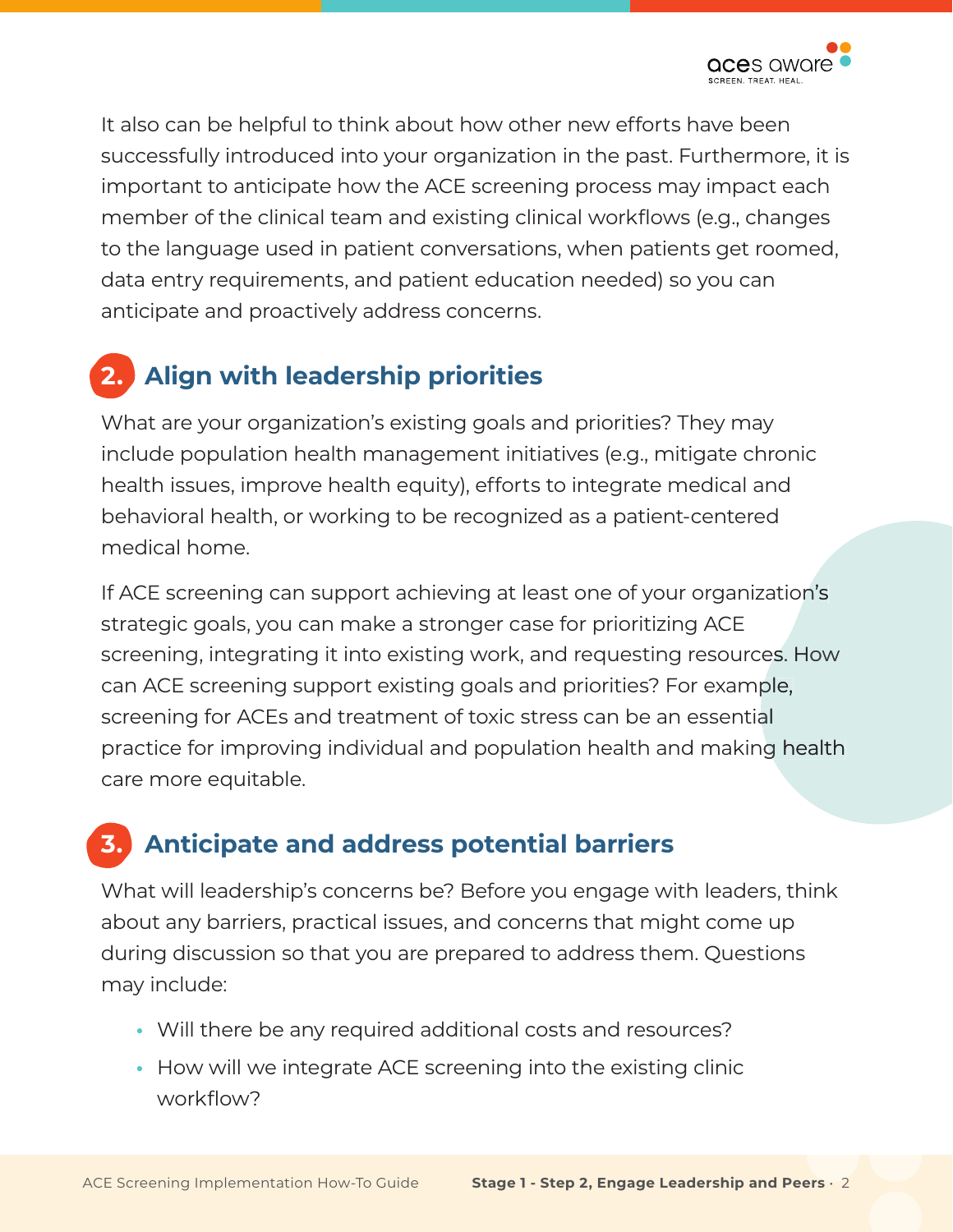It also can be helpful to think about how other new efforts have been successfully introduced into your organization in the past. Furthermore, it is important to anticipate how the ACE screening process may impact each member of the clinical team and existing clinical workflows (e.g., changes to the language used in patient conversations, when patients get roomed, data entry requirements, and patient education needed) so you can anticipate and proactively address concerns.

## 2. Align with leadership priorities

What are your organization's existing goals and priorities? They may include population health management initiatives (e.g., mitigate chronic health issues, improve health equity), efforts to integrate medical and behavioral health, or working to be recognized as a patient-centered medical home.

If ACE screening can support achieving at least one of your organization's strategic goals, you can make a stronger case for prioritizing ACE screening, integrating it into existing work, and requesting resources. How can ACE screening support existing goals and priorities? For example, screening for ACEs and treatment of toxic stress can be an essential practice for improving individual and population health and making health care more equitable.

## 3. Anticipate and address potential barriers

What will leadership's concerns be? Before you engage with leaders, think about any barriers, practical issues, and concerns that might come up during discussion so that you are prepared to address them. Questions may include:

- Will there be any required additional costs and resources?
- How will we integrate ACE screening into the existing clinic workflow?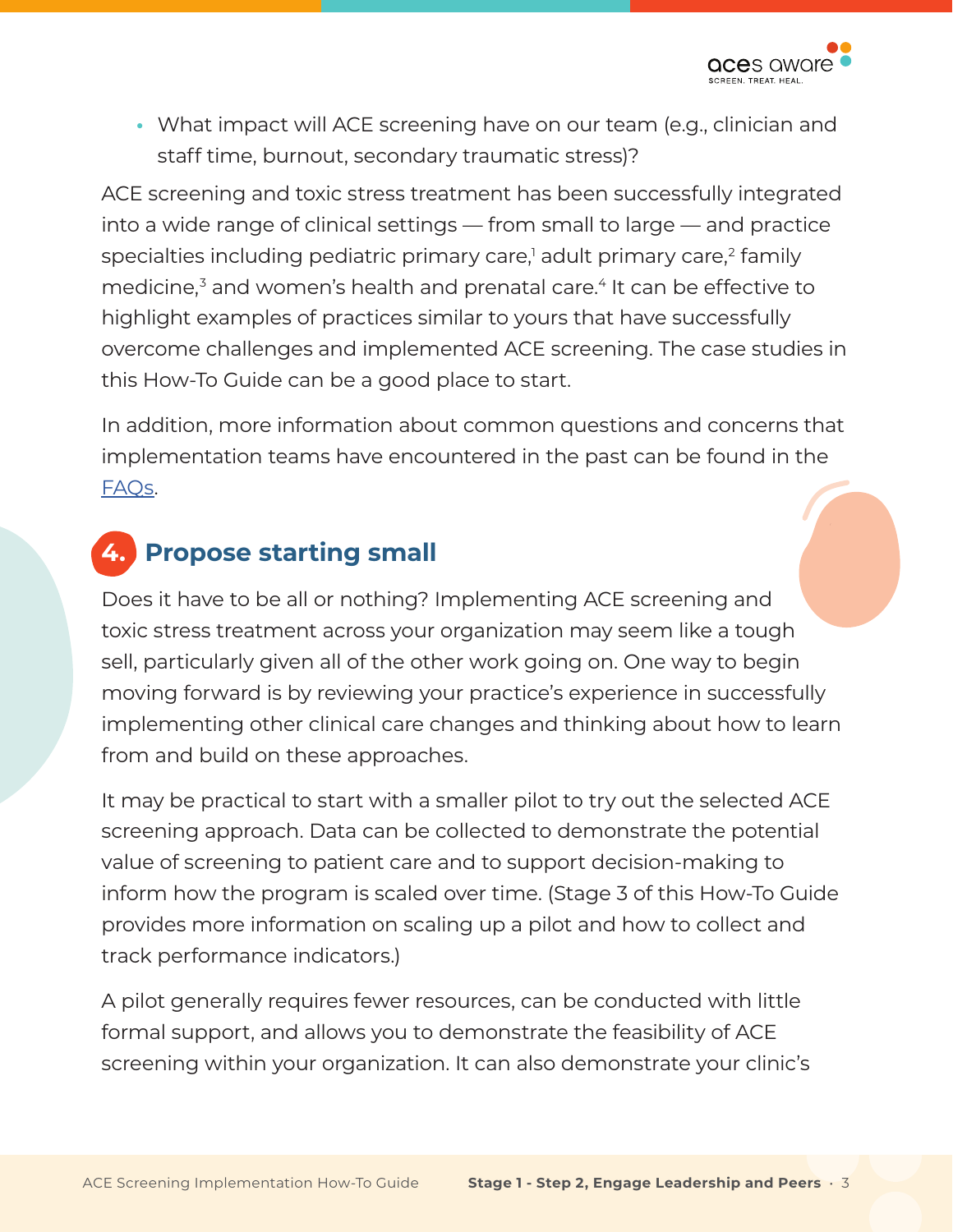- What impact will ACE screening have on our team (e.g., clinician and staff time, burnout, secondary traumatic stress)?

ACE screening and toxic stress treatment has been successfully integrated into a wide range of clinical settings — from small to large — and practice specialties including pediatric primary care,[1] adult primary care,[2] family medicine,[3] and women's health and prenatal care.[4] It can be effective to highlight examples of practices similar to yours that have successfully overcome challenges and implemented ACE screening. The case studies in this How-To Guide can be a good place to start.

In addition, more information about common questions and concerns that implementation teams have encountered in the past can be found in the FAQs.

## 4. Propose starting small

Does it have to be all or nothing? Implementing ACE screening and toxic stress treatment across your organization may seem like a tough sell, particularly given all of the other work going on. One way to begin moving forward is by reviewing your practice's experience in successfully implementing other clinical care changes and thinking about how to learn from and build on these approaches.

It may be practical to start with a smaller pilot to try out the selected ACE screening approach. Data can be collected to demonstrate the potential value of screening to patient care and to support decision-making to inform how the program is scaled over time. (Stage 3 of this How-To Guide provides more information on scaling up a pilot and how to collect and track performance indicators.)

A pilot generally requires fewer resources, can be conducted with little formal support, and allows you to demonstrate the feasibility of ACE screening within your organization. It can also demonstrate your clinic's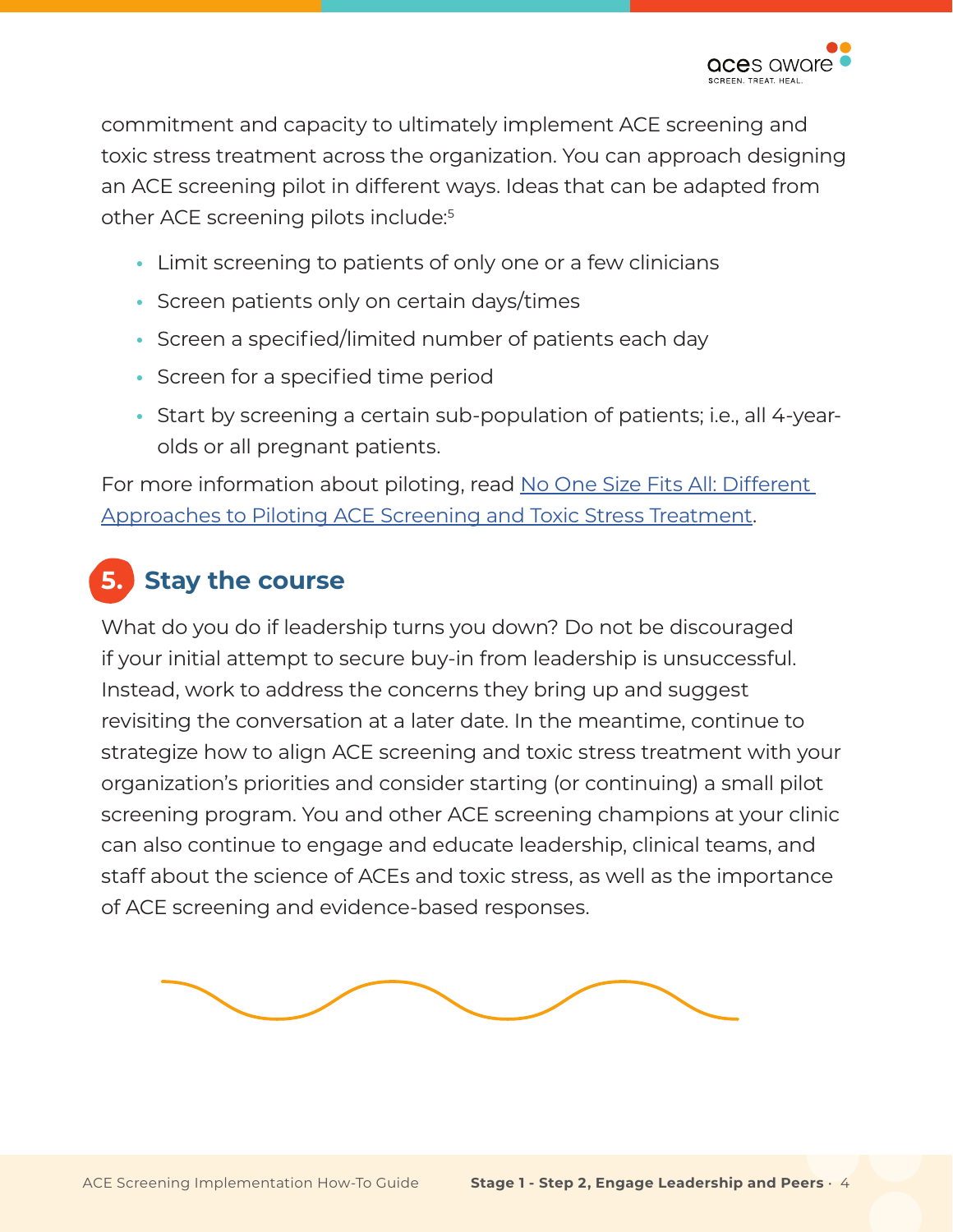commitment and capacity to ultimately implement ACE screening and toxic stress treatment across the organization. You can approach designing an ACE screening pilot in different ways. Ideas that can be adapted from other ACE screening pilots include:[5]

- Limit screening to patients of only one or a few clinicians
- Screen patients only on certain days/times
- Screen a specified/limited number of patients each day
- Screen for a specified time period
- Start by screening a certain sub-population of patients; i.e., all 4-year-olds or all pregnant patients.

For more information about piloting, read No One Size Fits All: Different Approaches to Piloting ACE Screening and Toxic Stress Treatment.

## 5. Stay the course

What do you do if leadership turns you down? Do not be discouraged if your initial attempt to secure buy-in from leadership is unsuccessful. Instead, work to address the concerns they bring up and suggest revisiting the conversation at a later date. In the meantime, continue to strategize how to align ACE screening and toxic stress treatment with your organization's priorities and consider starting (or continuing) a small pilot screening program. You and other ACE screening champions at your clinic can also continue to engage and educate leadership, clinical teams, and staff about the science of ACEs and toxic stress, as well as the importance of ACE screening and evidence-based responses.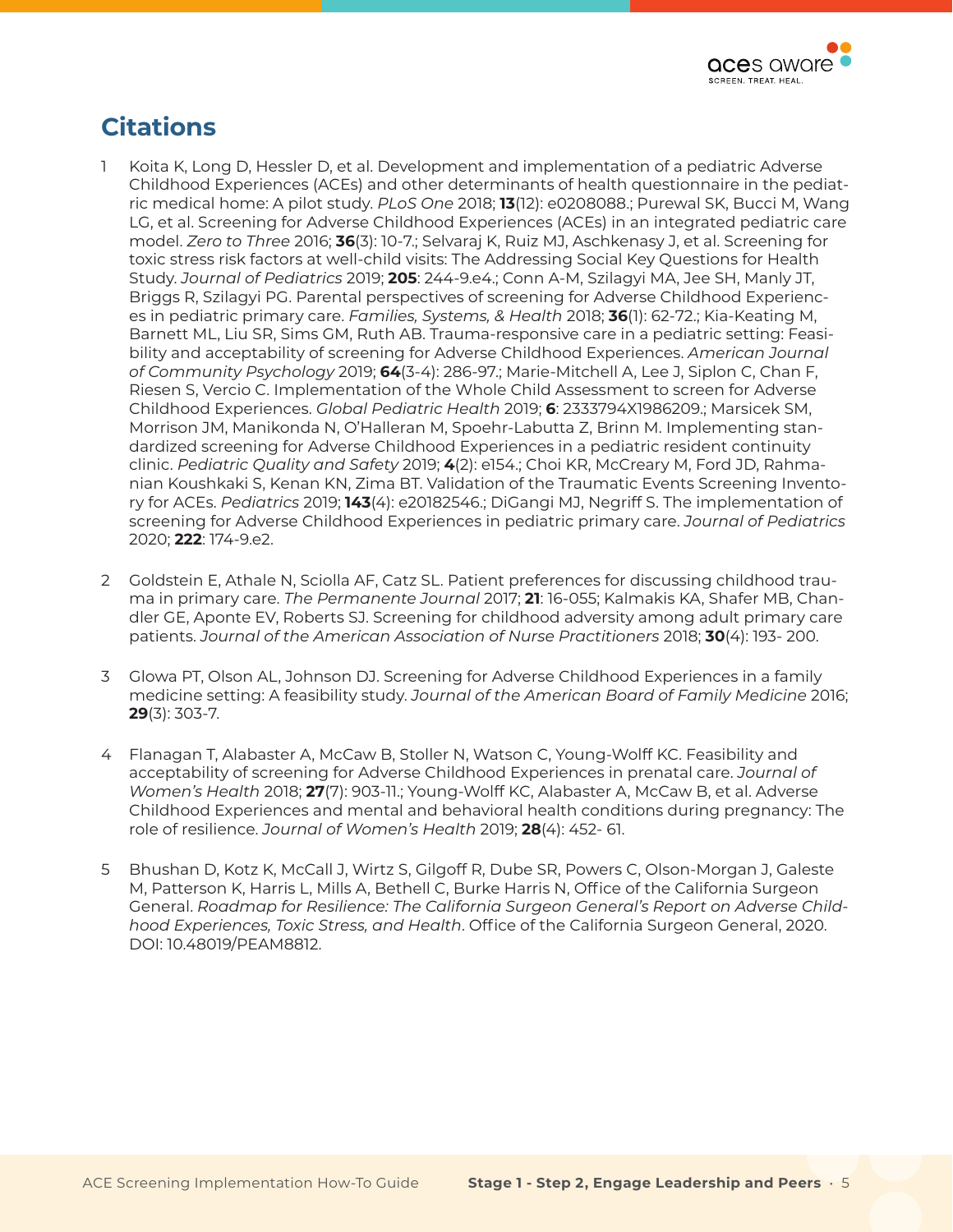## Citations

1. Koita K, Long D, Hessler D, et al. Development and implementation of a pediatric Adverse Childhood Experiences (ACEs) and other determinants of health questionnaire in the pediatric medical home: A pilot study. *PLoS One* 2018; **13**(12): e0208088.; Purewal SK, Bucci M, Wang LG, et al. Screening for Adverse Childhood Experiences (ACEs) in an integrated pediatric care model. *Zero to Three* 2016; **36**(3): 10-7.; Selvaraj K, Ruiz MJ, Aschkenasy J, et al. Screening for toxic stress risk factors at well-child visits: The Addressing Social Key Questions for Health Study. *Journal of Pediatrics* 2019; **205**: 244-9.e4.; Conn A-M, Szilagyi MA, Jee SH, Manly JT, Briggs R, Szilagyi PG. Parental perspectives of screening for Adverse Childhood Experiences in pediatric primary care. *Families, Systems, & Health* 2018; **36**(1): 62-72.; Kia-Keating M, Barnett ML, Liu SR, Sims GM, Ruth AB. Trauma-responsive care in a pediatric setting: Feasibility and acceptability of screening for Adverse Childhood Experiences. *American Journal of Community Psychology* 2019; **64**(3-4): 286-97.; Marie-Mitchell A, Lee J, Siplon C, Chan F, Riesen S, Vercio C. Implementation of the Whole Child Assessment to screen for Adverse Childhood Experiences. *Global Pediatric Health* 2019; **6**: 2333794X1986209.; Marsicek SM, Morrison JM, Manikonda N, O'Halleran M, Spoehr-Labutta Z, Brinn M. Implementing standardized screening for Adverse Childhood Experiences in a pediatric resident continuity clinic. *Pediatric Quality and Safety* 2019; **4**(2): e154.; Choi KR, McCreary M, Ford JD, Rahmanian Koushkaki S, Kenan KN, Zima BT. Validation of the Traumatic Events Screening Inventory for ACEs. *Pediatrics* 2019; **143**(4): e20182546.; DiGangi MJ, Negriff S. The implementation of screening for Adverse Childhood Experiences in pediatric primary care. *Journal of Pediatrics* 2020; **222**: 174-9.e2.

2. Goldstein E, Athale N, Sciolla AF, Catz SL. Patient preferences for discussing childhood trauma in primary care. *The Permanente Journal* 2017; **21**: 16-055; Kalmakis KA, Shafer MB, Chandler GE, Aponte EV, Roberts SJ. Screening for childhood adversity among adult primary care patients. *Journal of the American Association of Nurse Practitioners* 2018; **30**(4): 193- 200.

3. Glowa PT, Olson AL, Johnson DJ. Screening for Adverse Childhood Experiences in a family medicine setting: A feasibility study. *Journal of the American Board of Family Medicine* 2016; **29**(3): 303-7.

4. Flanagan T, Alabaster A, McCaw B, Stoller N, Watson C, Young-Wolff KC. Feasibility and acceptability of screening for Adverse Childhood Experiences in prenatal care. *Journal of Women's Health* 2018; **27**(7): 903-11.; Young-Wolff KC, Alabaster A, McCaw B, et al. Adverse Childhood Experiences and mental and behavioral health conditions during pregnancy: The role of resilience. *Journal of Women's Health* 2019; **28**(4): 452- 61.

5. Bhushan D, Kotz K, McCall J, Wirtz S, Gilgoff R, Dube SR, Powers C, Olson-Morgan J, Galeste M, Patterson K, Harris L, Mills A, Bethell C, Burke Harris N, Office of the California Surgeon General. *Roadmap for Resilience: The California Surgeon General's Report on Adverse Childhood Experiences, Toxic Stress, and Health*. Office of the California Surgeon General, 2020. DOI: 10.48019/PEAM8812.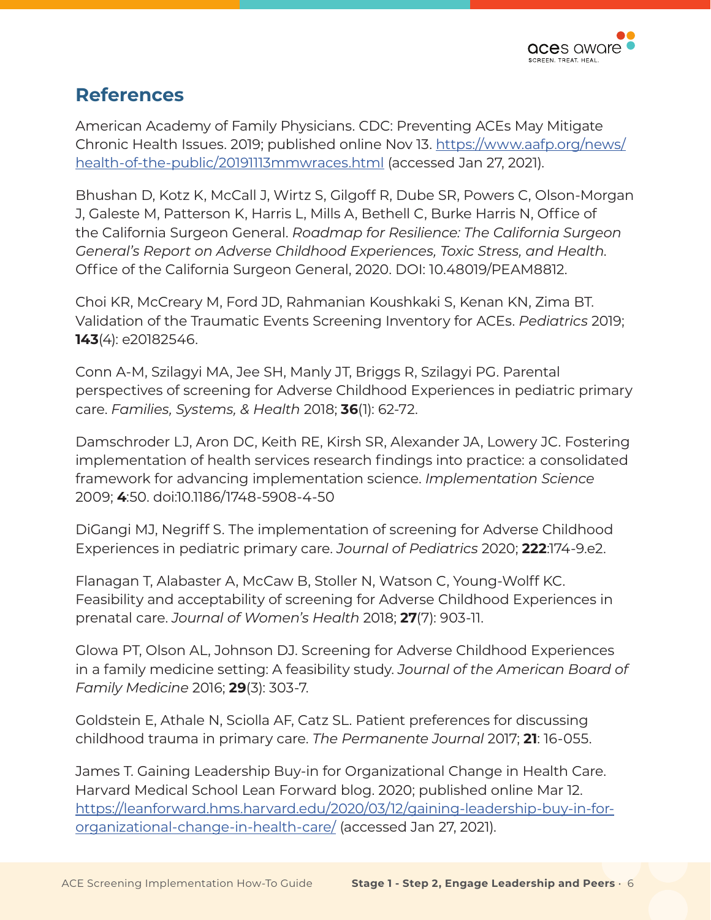## References

American Academy of Family Physicians. CDC: Preventing ACEs May Mitigate Chronic Health Issues. 2019; published online Nov 13. https://www.aafp.org/news/health-of-the-public/20191113mmwraces.html (accessed Jan 27, 2021).

Bhushan D, Kotz K, McCall J, Wirtz S, Gilgoff R, Dube SR, Powers C, Olson-Morgan J, Galeste M, Patterson K, Harris L, Mills A, Bethell C, Burke Harris N, Office of the California Surgeon General. *Roadmap for Resilience: The California Surgeon General's Report on Adverse Childhood Experiences, Toxic Stress, and Health*. Office of the California Surgeon General, 2020. DOI: 10.48019/PEAM8812.

Choi KR, McCreary M, Ford JD, Rahmanian Koushkaki S, Kenan KN, Zima BT. Validation of the Traumatic Events Screening Inventory for ACEs. *Pediatrics* 2019; **143**(4): e20182546.

Conn A-M, Szilagyi MA, Jee SH, Manly JT, Briggs R, Szilagyi PG. Parental perspectives of screening for Adverse Childhood Experiences in pediatric primary care. *Families, Systems, & Health* 2018; **36**(1): 62-72.

Damschroder LJ, Aron DC, Keith RE, Kirsh SR, Alexander JA, Lowery JC. Fostering implementation of health services research findings into practice: a consolidated framework for advancing implementation science. *Implementation Science* 2009; **4**:50. doi:10.1186/1748-5908-4-50

DiGangi MJ, Negriff S. The implementation of screening for Adverse Childhood Experiences in pediatric primary care. *Journal of Pediatrics* 2020; **222**:174-9.e2.

Flanagan T, Alabaster A, McCaw B, Stoller N, Watson C, Young-Wolff KC. Feasibility and acceptability of screening for Adverse Childhood Experiences in prenatal care. *Journal of Women's Health* 2018; **27**(7): 903-11.

Glowa PT, Olson AL, Johnson DJ. Screening for Adverse Childhood Experiences in a family medicine setting: A feasibility study. *Journal of the American Board of Family Medicine* 2016; **29**(3): 303-7.

Goldstein E, Athale N, Sciolla AF, Catz SL. Patient preferences for discussing childhood trauma in primary care. *The Permanente Journal* 2017; **21**: 16-055.

James T. Gaining Leadership Buy-in for Organizational Change in Health Care. Harvard Medical School Lean Forward blog. 2020; published online Mar 12. https://leanforward.hms.harvard.edu/2020/03/12/gaining-leadership-buy-in-for-organizational-change-in-health-care/ (accessed Jan 27, 2021).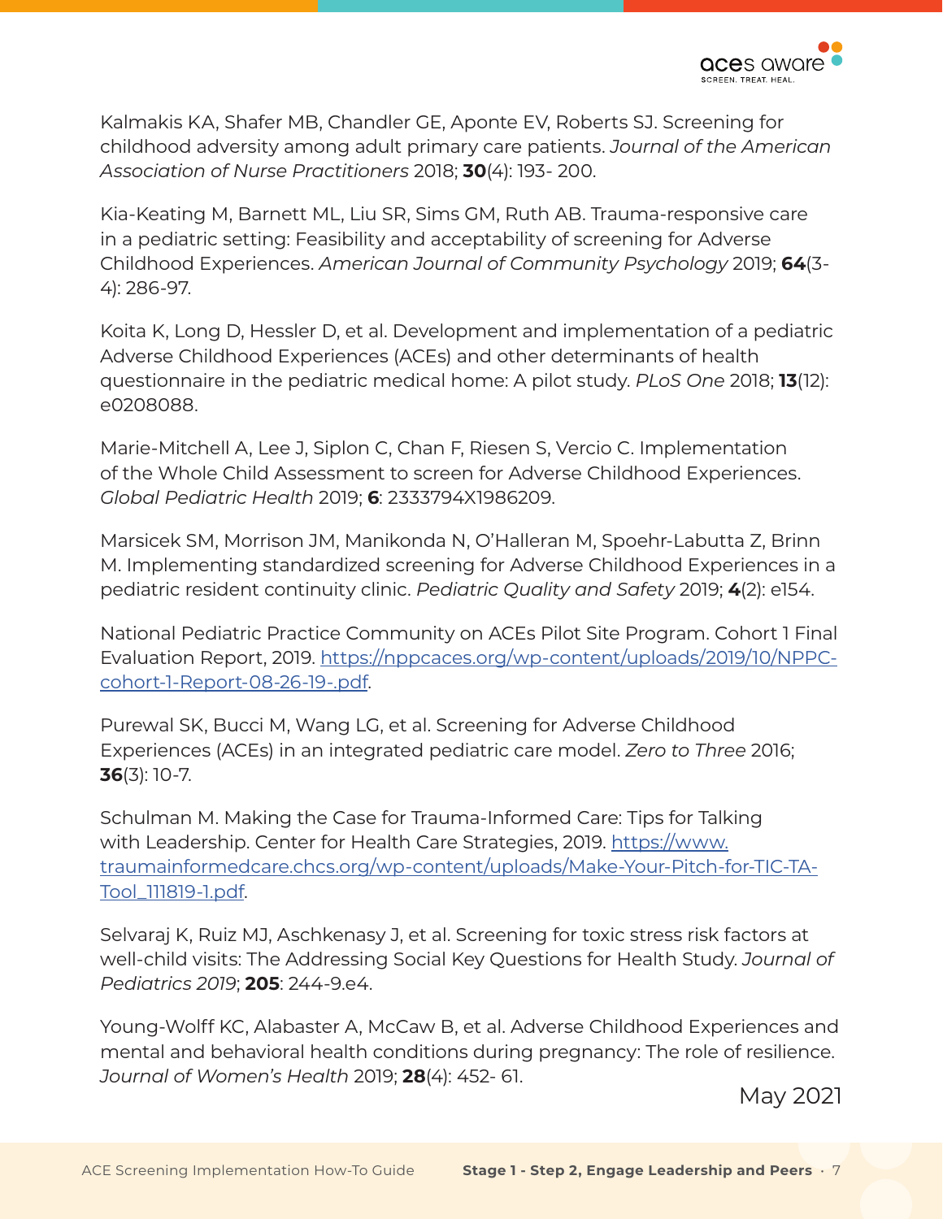Kalmakis KA, Shafer MB, Chandler GE, Aponte EV, Roberts SJ. Screening for childhood adversity among adult primary care patients. *Journal of the American Association of Nurse Practitioners* 2018; **30**(4): 193- 200.

Kia-Keating M, Barnett ML, Liu SR, Sims GM, Ruth AB. Trauma-responsive care in a pediatric setting: Feasibility and acceptability of screening for Adverse Childhood Experiences. *American Journal of Community Psychology* 2019; **64**(3-4): 286-97.

Koita K, Long D, Hessler D, et al. Development and implementation of a pediatric Adverse Childhood Experiences (ACEs) and other determinants of health questionnaire in the pediatric medical home: A pilot study. *PLoS One* 2018; **13**(12): e0208088.

Marie-Mitchell A, Lee J, Siplon C, Chan F, Riesen S, Vercio C. Implementation of the Whole Child Assessment to screen for Adverse Childhood Experiences. *Global Pediatric Health* 2019; **6**: 2333794X1986209.

Marsicek SM, Morrison JM, Manikonda N, O'Halleran M, Spoehr-Labutta Z, Brinn M. Implementing standardized screening for Adverse Childhood Experiences in a pediatric resident continuity clinic. *Pediatric Quality and Safety* 2019; **4**(2): e154.

National Pediatric Practice Community on ACEs Pilot Site Program. Cohort 1 Final Evaluation Report, 2019. [https://nppcaces.org/wp-content/uploads/2019/10/NPPC-cohort-1-Report-08-26-19-.pdf](https://nppcaces.org/wp-content/uploads/2019/10/NPPC-cohort-1-Report-08-26-19-.pdf).

Purewal SK, Bucci M, Wang LG, et al. Screening for Adverse Childhood Experiences (ACEs) in an integrated pediatric care model. *Zero to Three* 2016; **36**(3): 10-7.

Schulman M. Making the Case for Trauma-Informed Care: Tips for Talking with Leadership. Center for Health Care Strategies, 2019. [https://www.traumainformedcare.chcs.org/wp-content/uploads/Make-Your-Pitch-for-TIC-TA-Tool_111819-1.pdf](https://www.traumainformedcare.chcs.org/wp-content/uploads/Make-Your-Pitch-for-TIC-TA-Tool_111819-1.pdf).

Selvaraj K, Ruiz MJ, Aschkenasy J, et al. Screening for toxic stress risk factors at well-child visits: The Addressing Social Key Questions for Health Study. *Journal of Pediatrics 2019*; **205**: 244-9.e4.

Young-Wolff KC, Alabaster A, McCaw B, et al. Adverse Childhood Experiences and mental and behavioral health conditions during pregnancy: The role of resilience. *Journal of Women's Health* 2019; **28**(4): 452- 61.

May 2021